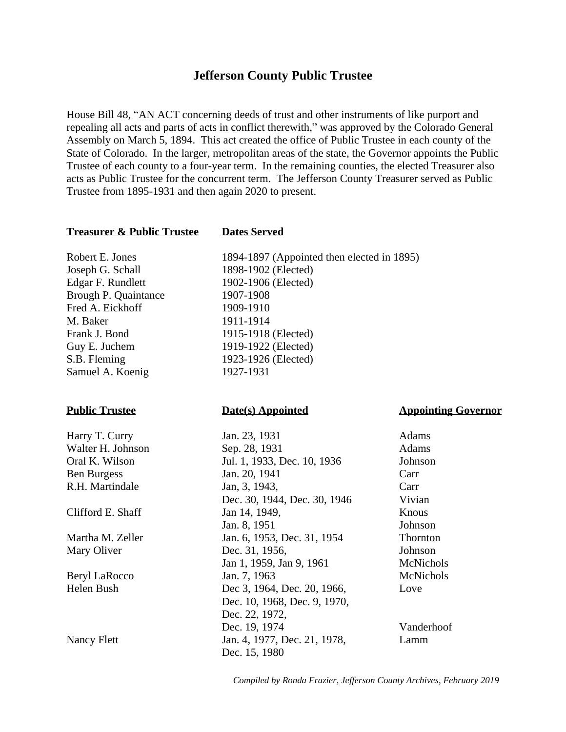# Jefferson County Public Trustee

House Bill 48, "AN ACT concerning deeds of trust and other instruments of like purport and repealing all acts and parts of acts in conflict therewith," was approved by the Colorado General Assembly on March 5, 1894. This act created the office of Public Trustee in each county of the State of Colorado. In the larger, metropolitan areas of the state, the Governor appoints the Public Trustee of each county to a four-year term. In the remaining counties, the elected Treasurer also acts as Public Trustee for the concurrent term. The Jefferson County Treasurer served as Public Trustee from 1895-1931 and then again 2020 to present.

| **Treasurer & Public Trustee** | **Dates Served** |
|---|---|
| Robert E. Jones | 1894-1897 (Appointed then elected in 1895) |
| Joseph G. Schall | 1898-1902 (Elected) |
| Edgar F. Rundlett | 1902-1906 (Elected) |
| Brough P. Quaintance | 1907-1908 |
| Fred A. Eickhoff | 1909-1910 |
| M. Baker | 1911-1914 |
| Frank J. Bond | 1915-1918 (Elected) |
| Guy E. Juchem | 1919-1922 (Elected) |
| S.B. Fleming | 1923-1926 (Elected) |
| Samuel A. Koenig | 1927-1931 |

| **Public Trustee** | **Date(s) Appointed** | **Appointing Governor** |
|---|---|---|
| Harry T. Curry | Jan. 23, 1931 | Adams |
| Walter H. Johnson | Sep. 28, 1931 | Adams |
| Oral K. Wilson | Jul. 1, 1933, Dec. 10, 1936 | Johnson |
| Ben Burgess | Jan. 20, 1941 | Carr |
| R.H. Martindale | Jan, 3, 1943, | Carr |
| | Dec. 30, 1944, Dec. 30, 1946 | Vivian |
| Clifford E. Shaff | Jan 14, 1949, | Knous |
| | Jan. 8, 1951 | Johnson |
| Martha M. Zeller | Jan. 6, 1953, Dec. 31, 1954 | Thornton |
| Mary Oliver | Dec. 31, 1956, | Johnson |
| | Jan 1, 1959, Jan 9, 1961 | McNichols |
| Beryl LaRocco | Jan. 7, 1963 | McNichols |
| Helen Bush | Dec 3, 1964, Dec. 20, 1966, Dec. 10, 1968, Dec. 9, 1970, Dec. 22, 1972, | Love |
| | Dec. 19, 1974 | Vanderhoof |
| Nancy Flett | Jan. 4, 1977, Dec. 21, 1978, Dec. 15, 1980 | Lamm |

*Compiled by Ronda Frazier, Jefferson County Archives, February 2019*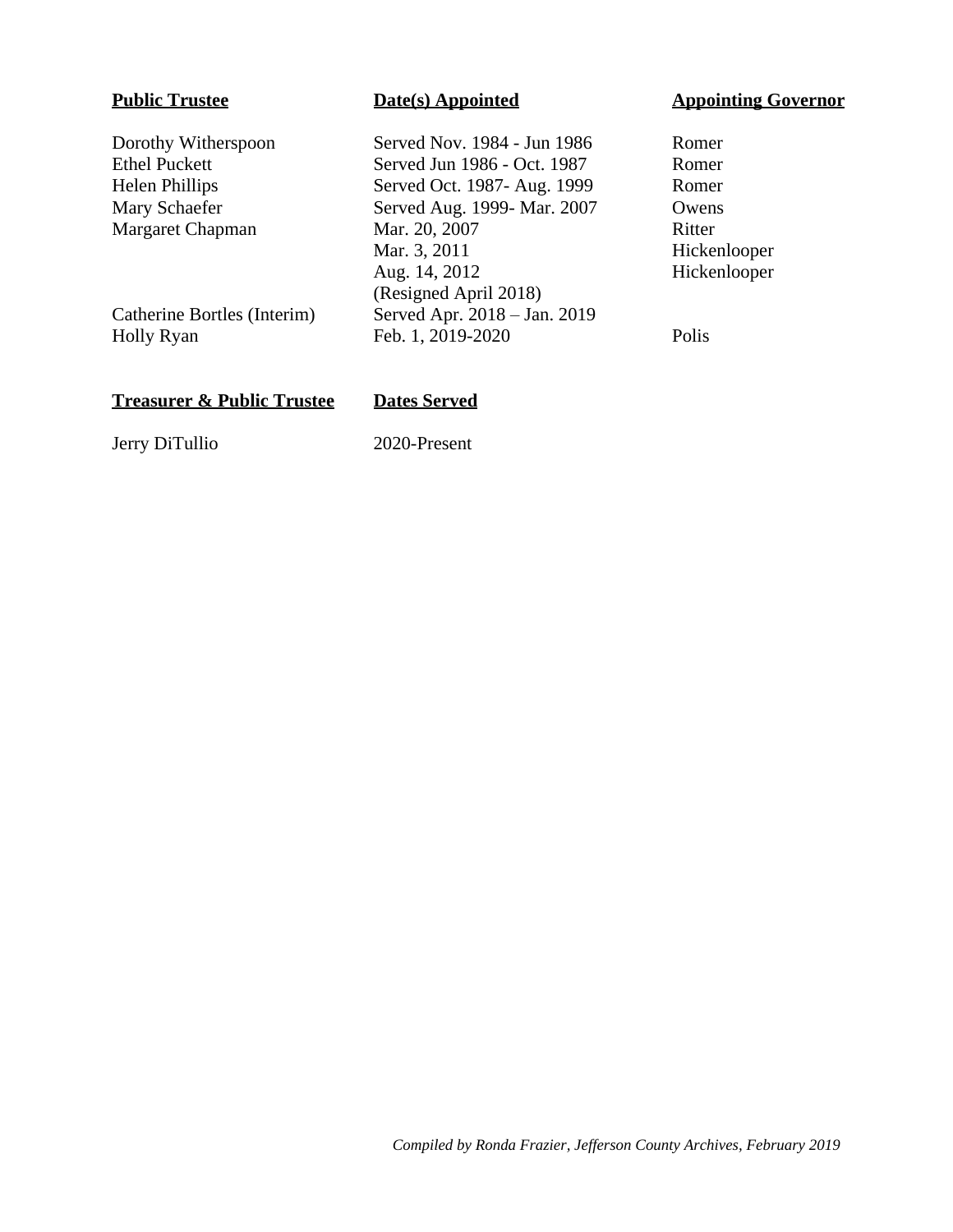| Public Trustee | Date(s) Appointed | Appointing Governor |
|---|---|---|
| Dorothy Witherspoon | Served Nov. 1984 - Jun 1986 | Romer |
| Ethel Puckett | Served Jun 1986 - Oct. 1987 | Romer |
| Helen Phillips | Served Oct. 1987- Aug. 1999 | Romer |
| Mary Schaefer | Served Aug. 1999- Mar. 2007 | Owens |
| Margaret Chapman | Mar. 20, 2007 | Ritter |
| | Mar. 3, 2011 | Hickenlooper |
| | Aug. 14, 2012 | Hickenlooper |
| | (Resigned April 2018) | |
| Catherine Bortles (Interim) | Served Apr. 2018 – Jan. 2019 | |
| Holly Ryan | Feb. 1, 2019-2020 | Polis |

| Treasurer & Public Trustee | Dates Served |
|---|---|
| Jerry DiTullio | 2020-Present |

*Compiled by Ronda Frazier, Jefferson County Archives, February 2019*